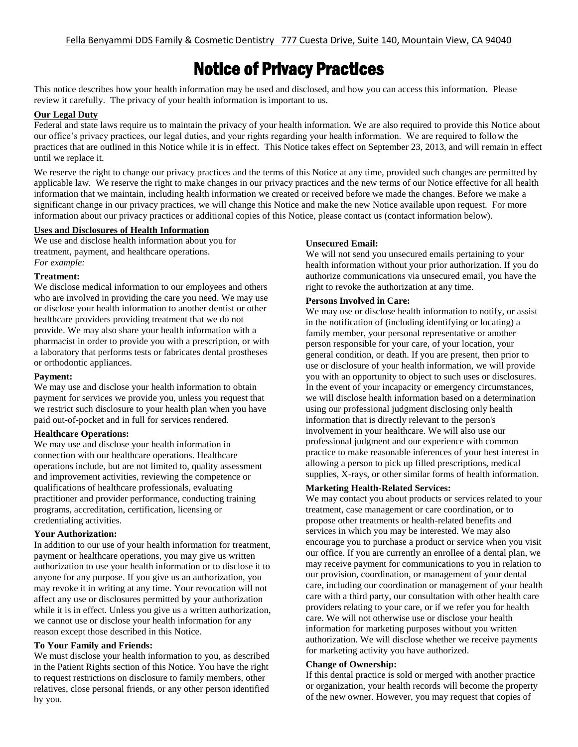Fella Benyammi DDS Family & Cosmetic Dentistry 777 Cuesta Drive, Suite 140, Mountain View, CA 94040

# Notice of Privacy Practices

This notice describes how your health information may be used and disclosed, and how you can access this information. Please review it carefully. The privacy of your health information is important to us.

**Our Legal Duty**

Federal and state laws require us to maintain the privacy of your health information. We are also required to provide this Notice about our office's privacy practices, our legal duties, and your rights regarding your health information. We are required to follow the practices that are outlined in this Notice while it is in effect. This Notice takes effect on September 23, 2013, and will remain in effect until we replace it.

We reserve the right to change our privacy practices and the terms of this Notice at any time, provided such changes are permitted by applicable law. We reserve the right to make changes in our privacy practices and the new terms of our Notice effective for all health information that we maintain, including health information we created or received before we made the changes. Before we make a significant change in our privacy practices, we will change this Notice and make the new Notice available upon request. For more information about our privacy practices or additional copies of this Notice, please contact us (contact information below).

**Uses and Disclosures of Health Information**

We use and disclose health information about you for treatment, payment, and healthcare operations.
*For example:*

**Treatment:**

We disclose medical information to our employees and others who are involved in providing the care you need. We may use or disclose your health information to another dentist or other healthcare providers providing treatment that we do not provide. We may also share your health information with a pharmacist in order to provide you with a prescription, or with a laboratory that performs tests or fabricates dental prostheses or orthodontic appliances.

**Payment:**

We may use and disclose your health information to obtain payment for services we provide you, unless you request that we restrict such disclosure to your health plan when you have paid out-of-pocket and in full for services rendered.

**Healthcare Operations:**

We may use and disclose your health information in connection with our healthcare operations. Healthcare operations include, but are not limited to, quality assessment and improvement activities, reviewing the competence or qualifications of healthcare professionals, evaluating practitioner and provider performance, conducting training programs, accreditation, certification, licensing or credentialing activities.

**Your Authorization:**

In addition to our use of your health information for treatment, payment or healthcare operations, you may give us written authorization to use your health information or to disclose it to anyone for any purpose. If you give us an authorization, you may revoke it in writing at any time. Your revocation will not affect any use or disclosures permitted by your authorization while it is in effect. Unless you give us a written authorization, we cannot use or disclose your health information for any reason except those described in this Notice.

**To Your Family and Friends:**

We must disclose your health information to you, as described in the Patient Rights section of this Notice. You have the right to request restrictions on disclosure to family members, other relatives, close personal friends, or any other person identified by you.

**Unsecured Email:**

We will not send you unsecured emails pertaining to your health information without your prior authorization. If you do authorize communications via unsecured email, you have the right to revoke the authorization at any time.

**Persons Involved in Care:**

We may use or disclose health information to notify, or assist in the notification of (including identifying or locating) a family member, your personal representative or another person responsible for your care, of your location, your general condition, or death. If you are present, then prior to use or disclosure of your health information, we will provide you with an opportunity to object to such uses or disclosures. In the event of your incapacity or emergency circumstances, we will disclose health information based on a determination using our professional judgment disclosing only health information that is directly relevant to the person's involvement in your healthcare. We will also use our professional judgment and our experience with common practice to make reasonable inferences of your best interest in allowing a person to pick up filled prescriptions, medical supplies, X-rays, or other similar forms of health information.

**Marketing Health-Related Services:**

We may contact you about products or services related to your treatment, case management or care coordination, or to propose other treatments or health-related benefits and services in which you may be interested. We may also encourage you to purchase a product or service when you visit our office. If you are currently an enrollee of a dental plan, we may receive payment for communications to you in relation to our provision, coordination, or management of your dental care, including our coordination or management of your health care with a third party, our consultation with other health care providers relating to your care, or if we refer you for health care. We will not otherwise use or disclose your health information for marketing purposes without you written authorization. We will disclose whether we receive payments for marketing activity you have authorized.

**Change of Ownership:**

If this dental practice is sold or merged with another practice or organization, your health records will become the property of the new owner. However, you may request that copies of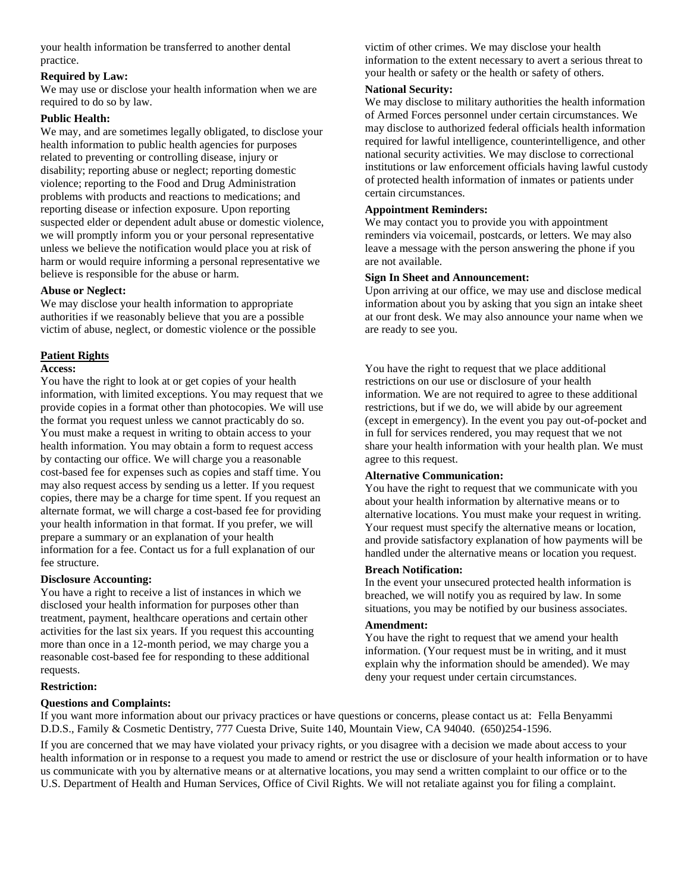your health information be transferred to another dental practice.

**Required by Law:**
We may use or disclose your health information when we are required to do so by law.

**Public Health:**
We may, and are sometimes legally obligated, to disclose your health information to public health agencies for purposes related to preventing or controlling disease, injury or disability; reporting abuse or neglect; reporting domestic violence; reporting to the Food and Drug Administration problems with products and reactions to medications; and reporting disease or infection exposure. Upon reporting suspected elder or dependent adult abuse or domestic violence, we will promptly inform you or your personal representative unless we believe the notification would place you at risk of harm or would require informing a personal representative we believe is responsible for the abuse or harm.

**Abuse or Neglect:**
We may disclose your health information to appropriate authorities if we reasonably believe that you are a possible victim of abuse, neglect, or domestic violence or the possible victim of other crimes. We may disclose your health information to the extent necessary to avert a serious threat to your health or safety or the health or safety of others.

**National Security:**
We may disclose to military authorities the health information of Armed Forces personnel under certain circumstances. We may disclose to authorized federal officials health information required for lawful intelligence, counterintelligence, and other national security activities. We may disclose to correctional institutions or law enforcement officials having lawful custody of protected health information of inmates or patients under certain circumstances.

**Appointment Reminders:**
We may contact you to provide you with appointment reminders via voicemail, postcards, or letters. We may also leave a message with the person answering the phone if you are not available.

**Sign In Sheet and Announcement:**
Upon arriving at our office, we may use and disclose medical information about you by asking that you sign an intake sheet at our front desk. We may also announce your name when we are ready to see you.

## Patient Rights

**Access:**
You have the right to look at or get copies of your health information, with limited exceptions. You may request that we provide copies in a format other than photocopies. We will use the format you request unless we cannot practicably do so. You must make a request in writing to obtain access to your health information. You may obtain a form to request access by contacting our office. We will charge you a reasonable cost-based fee for expenses such as copies and staff time. You may also request access by sending us a letter. If you request copies, there may be a charge for time spent. If you request an alternate format, we will charge a cost-based fee for providing your health information in that format. If you prefer, we will prepare a summary or an explanation of your health information for a fee. Contact us for a full explanation of our fee structure.

**Disclosure Accounting:**
You have a right to receive a list of instances in which we disclosed your health information for purposes other than treatment, payment, healthcare operations and certain other activities for the last six years. If you request this accounting more than once in a 12-month period, we may charge you a reasonable cost-based fee for responding to these additional requests.

**Restriction:**
You have the right to request that we place additional restrictions on our use or disclosure of your health information. We are not required to agree to these additional restrictions, but if we do, we will abide by our agreement (except in emergency). In the event you pay out-of-pocket and in full for services rendered, you may request that we not share your health information with your health plan. We must agree to this request.

**Alternative Communication:**
You have the right to request that we communicate with you about your health information by alternative means or to alternative locations. You must make your request in writing. Your request must specify the alternative means or location, and provide satisfactory explanation of how payments will be handled under the alternative means or location you request.

**Breach Notification:**
In the event your unsecured protected health information is breached, we will notify you as required by law. In some situations, you may be notified by our business associates.

**Amendment:**
You have the right to request that we amend your health information. (Your request must be in writing, and it must explain why the information should be amended). We may deny your request under certain circumstances.

**Questions and Complaints:**
If you want more information about our privacy practices or have questions or concerns, please contact us at: Fella Benyammi D.D.S., Family & Cosmetic Dentistry, 777 Cuesta Drive, Suite 140, Mountain View, CA 94040. (650)254-1596.

If you are concerned that we may have violated your privacy rights, or you disagree with a decision we made about access to your health information or in response to a request you made to amend or restrict the use or disclosure of your health information or to have us communicate with you by alternative means or at alternative locations, you may send a written complaint to our office or to the U.S. Department of Health and Human Services, Office of Civil Rights. We will not retaliate against you for filing a complaint.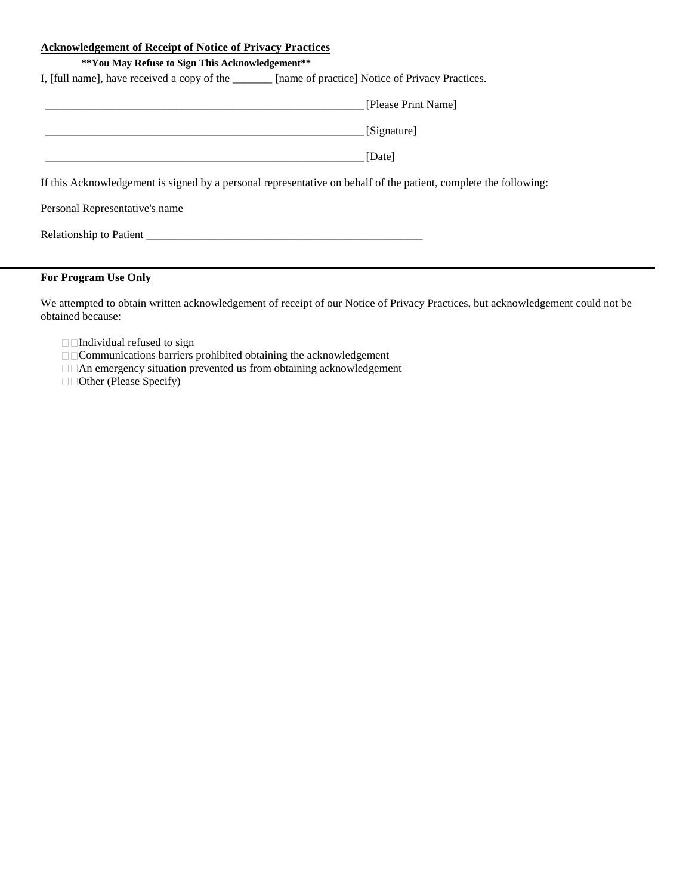**Acknowledgement of Receipt of Notice of Privacy Practices**

**\*\*You May Refuse to Sign This Acknowledgement\*\***

I, [full name], have received a copy of the _______ [name of practice] Notice of Privacy Practices.

_________________________________________________________ [Please Print Name]

_________________________________________________________ [Signature]

_________________________________________________________ [Date]

If this Acknowledgement is signed by a personal representative on behalf of the patient, complete the following:

Personal Representative's name

Relationship to Patient ___________________________________________________

---

**For Program Use Only**

We attempted to obtain written acknowledgement of receipt of our Notice of Privacy Practices, but acknowledgement could not be obtained because:

- ☐ Individual refused to sign
- ☐ Communications barriers prohibited obtaining the acknowledgement
- ☐ An emergency situation prevented us from obtaining acknowledgement
- ☐ Other (Please Specify)